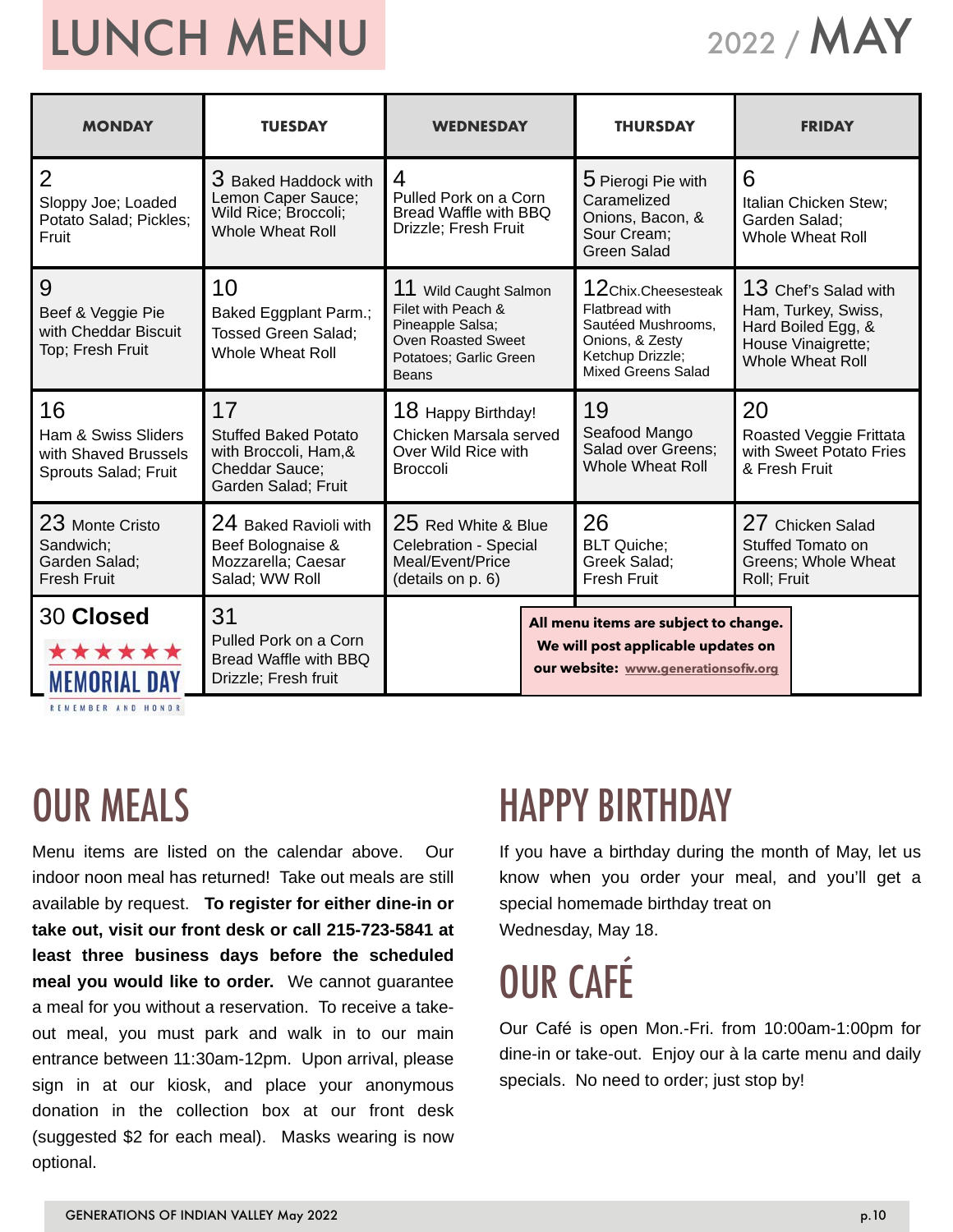# LUNCH MENU

2022 / MAY

| MONDAY | TUESDAY | WEDNESDAY | THURSDAY | FRIDAY |
|---|---|---|---|---|
| 2 Sloppy Joe; Loaded Potato Salad; Pickles; Fruit | 3 Baked Haddock with Lemon Caper Sauce; Wild Rice; Broccoli; Whole Wheat Roll | 4 Pulled Pork on a Corn Bread Waffle with BBQ Drizzle; Fresh Fruit | 5 Pierogi Pie with Caramelized Onions, Bacon, & Sour Cream; Green Salad | 6 Italian Chicken Stew; Garden Salad; Whole Wheat Roll |
| 9 Beef & Veggie Pie with Cheddar Biscuit Top; Fresh Fruit | 10 Baked Eggplant Parm.; Tossed Green Salad; Whole Wheat Roll | 11 Wild Caught Salmon Filet with Peach & Pineapple Salsa; Oven Roasted Sweet Potatoes; Garlic Green Beans | 12 Chix.Cheesesteak Flatbread with Sautéed Mushrooms, Onions, & Zesty Ketchup Drizzle; Mixed Greens Salad | 13 Chef's Salad with Ham, Turkey, Swiss, Hard Boiled Egg, & House Vinaigrette; Whole Wheat Roll |
| 16 Ham & Swiss Sliders with Shaved Brussels Sprouts Salad; Fruit | 17 Stuffed Baked Potato with Broccoli, Ham,& Cheddar Sauce; Garden Salad; Fruit | 18 Happy Birthday! Chicken Marsala served Over Wild Rice with Broccoli | 19 Seafood Mango Salad over Greens; Whole Wheat Roll | 20 Roasted Veggie Frittata with Sweet Potato Fries & Fresh Fruit |
| 23 Monte Cristo Sandwich; Garden Salad; Fresh Fruit | 24 Baked Ravioli with Beef Bolognaise & Mozzarella; Caesar Salad; WW Roll | 25 Red White & Blue Celebration - Special Meal/Event/Price (details on p. 6) | 26 BLT Quiche; Greek Salad; Fresh Fruit | 27 Chicken Salad Stuffed Tomato on Greens; Whole Wheat Roll; Fruit |
| **30 Closed** MEMORIAL DAY REMEMBER AND HONOR | 31 Pulled Pork on a Corn Bread Waffle with BBQ Drizzle; Fresh fruit | | | |

**All menu items are subject to change. We will post applicable updates on our website: www.generationsofiv.org**

## OUR MEALS

Menu items are listed on the calendar above. Our indoor noon meal has returned! Take out meals are still available by request. **To register for either dine-in or take out, visit our front desk or call 215-723-5841 at least three business days before the scheduled meal you would like to order.** We cannot guarantee a meal for you without a reservation. To receive a take-out meal, you must park and walk in to our main entrance between 11:30am-12pm. Upon arrival, please sign in at our kiosk, and place your anonymous donation in the collection box at our front desk (suggested $2 for each meal). Masks wearing is now optional.

## HAPPY BIRTHDAY

If you have a birthday during the month of May, let us know when you order your meal, and you'll get a special homemade birthday treat on Wednesday, May 18.

## OUR CAFÉ

Our Café is open Mon.-Fri. from 10:00am-1:00pm for dine-in or take-out. Enjoy our à la carte menu and daily specials. No need to order; just stop by!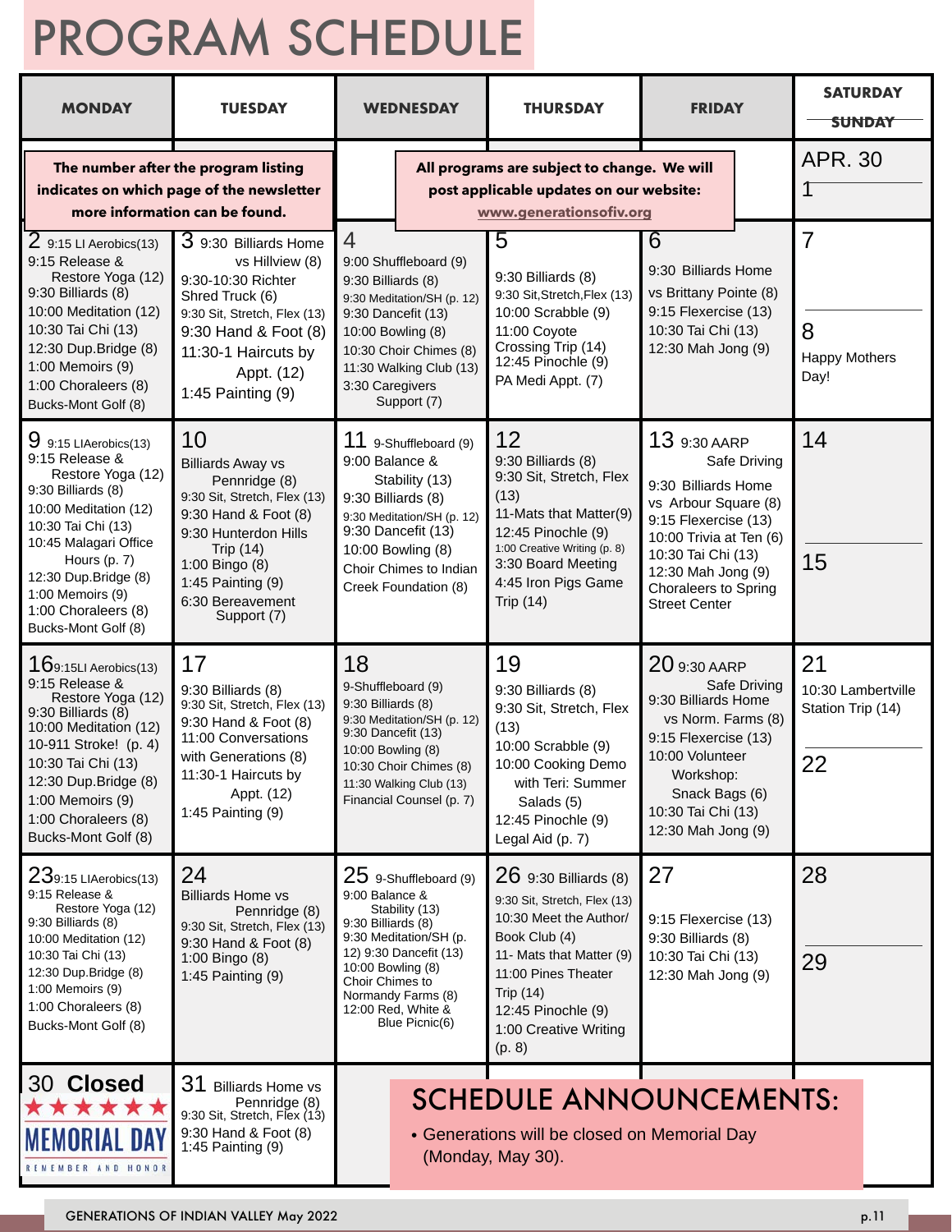# PROGRAM SCHEDULE

| MONDAY | TUESDAY | WEDNESDAY | THURSDAY | FRIDAY | SATURDAY / SUNDAY |
|---|---|---|---|---|---|
| **The number after the program listing indicates on which page of the newsletter more information can be found.** | | | **All programs are subject to change. We will post applicable updates on our website: www.generationsofiv.org** | | APR. 30<br>1 |
| 2 9:15 LI Aerobics(13)<br>9:15 Release & Restore Yoga (12)<br>9:30 Billiards (8)<br>10:00 Meditation (12)<br>10:30 Tai Chi (13)<br>12:30 Dup.Bridge (8)<br>1:00 Memoirs (9)<br>1:00 Choraleers (8)<br>Bucks-Mont Golf (8) | 3 9:30 Billiards Home vs Hillview (8)<br>9:30-10:30 Richter Shred Truck (6)<br>9:30 Sit, Stretch, Flex (13)<br>9:30 Hand & Foot (8)<br>11:30-1 Haircuts by Appt. (12)<br>1:45 Painting (9) | 4<br>9:00 Shuffleboard (9)<br>9:30 Billiards (8)<br>9:30 Meditation/SH (p. 12)<br>9:30 Dancefit (13)<br>10:00 Bowling (8)<br>10:30 Choir Chimes (8)<br>11:30 Walking Club (13)<br>3:30 Caregivers Support (7) | 5<br>9:30 Billiards (8)<br>9:30 Sit,Stretch,Flex (13)<br>10:00 Scrabble (9)<br>11:00 Coyote Crossing Trip (14)<br>12:45 Pinochle (9)<br>PA Medi Appt. (7) | 6<br>9:30 Billiards Home vs Brittany Pointe (8)<br>9:15 Flexercise (13)<br>10:30 Tai Chi (13)<br>12:30 Mah Jong (9) | 7<br>8<br>Happy Mothers Day! |
| 9 9:15 LIAerobics(13)<br>9:15 Release & Restore Yoga (12)<br>9:30 Billiards (8)<br>10:00 Meditation (12)<br>10:30 Tai Chi (13)<br>10:45 Malagari Office Hours (p. 7)<br>12:30 Dup.Bridge (8)<br>1:00 Memoirs (9)<br>1:00 Choraleers (8)<br>Bucks-Mont Golf (8) | 10<br>Billiards Away vs Pennridge (8)<br>9:30 Sit, Stretch, Flex (13)<br>9:30 Hand & Foot (8)<br>9:30 Hunterdon Hills Trip (14)<br>1:00 Bingo (8)<br>1:45 Painting (9)<br>6:30 Bereavement Support (7) | 11 9-Shuffleboard (9)<br>9:00 Balance & Stability (13)<br>9:30 Billiards (8)<br>9:30 Meditation/SH (p. 12)<br>9:30 Dancefit (13)<br>10:00 Bowling (8)<br>Choir Chimes to Indian Creek Foundation (8) | 12<br>9:30 Billiards (8)<br>9:30 Sit, Stretch, Flex (13)<br>11-Mats that Matter(9)<br>12:45 Pinochle (9)<br>1:00 Creative Writing (p. 8)<br>3:30 Board Meeting<br>4:45 Iron Pigs Game Trip (14) | 13 9:30 AARP Safe Driving<br>9:30 Billiards Home vs Arbour Square (8)<br>9:15 Flexercise (13)<br>10:00 Trivia at Ten (6)<br>10:30 Tai Chi (13)<br>12:30 Mah Jong (9)<br>Choraleers to Spring Street Center | 14<br>15 |
| 16 9:15LI Aerobics(13)<br>9:15 Release & Restore Yoga (12)<br>9:30 Billiards (8)<br>10:00 Meditation (12)<br>10-911 Stroke! (p. 4)<br>10:30 Tai Chi (13)<br>12:30 Dup.Bridge (8)<br>1:00 Memoirs (9)<br>1:00 Choraleers (8)<br>Bucks-Mont Golf (8) | 17<br>9:30 Billiards (8)<br>9:30 Sit, Stretch, Flex (13)<br>9:30 Hand & Foot (8)<br>11:00 Conversations with Generations (8)<br>11:30-1 Haircuts by Appt. (12)<br>1:45 Painting (9) | 18<br>9-Shuffleboard (9)<br>9:30 Billiards (8)<br>9:30 Meditation/SH (p. 12)<br>9:30 Dancefit (13)<br>10:00 Bowling (8)<br>10:30 Choir Chimes (8)<br>11:30 Walking Club (13)<br>Financial Counsel (p. 7) | 19<br>9:30 Billiards (8)<br>9:30 Sit, Stretch, Flex (13)<br>10:00 Scrabble (9)<br>10:00 Cooking Demo with Teri: Summer Salads (5)<br>12:45 Pinochle (9)<br>Legal Aid (p. 7) | 20 9:30 AARP Safe Driving<br>9:30 Billiards Home vs Norm. Farms (8)<br>9:15 Flexercise (13)<br>10:00 Volunteer Workshop: Snack Bags (6)<br>10:30 Tai Chi (13)<br>12:30 Mah Jong (9) | 21<br>10:30 Lambertville Station Trip (14)<br>22 |
| 23 9:15 LIAerobics(13)<br>9:15 Release & Restore Yoga (12)<br>9:30 Billiards (8)<br>10:00 Meditation (12)<br>10:30 Tai Chi (13)<br>12:30 Dup.Bridge (8)<br>1:00 Memoirs (9)<br>1:00 Choraleers (8)<br>Bucks-Mont Golf (8) | 24<br>Billiards Home vs Pennridge (8)<br>9:30 Sit, Stretch, Flex (13)<br>9:30 Hand & Foot (8)<br>1:00 Bingo (8)<br>1:45 Painting (9) | 25 9-Shuffleboard (9)<br>9:00 Balance & Stability (13)<br>9:30 Billiards (8)<br>9:30 Meditation/SH (p. 12) 9:30 Dancefit (13)<br>10:00 Bowling (8)<br>Choir Chimes to Normandy Farms (8)<br>12:00 Red, White & Blue Picnic(6) | 26 9:30 Billiards (8)<br>9:30 Sit, Stretch, Flex (13)<br>10:30 Meet the Author/ Book Club (4)<br>11- Mats that Matter (9)<br>11:00 Pines Theater Trip (14)<br>12:45 Pinochle (9)<br>1:00 Creative Writing (p. 8) | 27<br>9:15 Flexercise (13)<br>9:30 Billiards (8)<br>10:30 Tai Chi (13)<br>12:30 Mah Jong (9) | 28<br>29 |
| 30 **Closed**<br>MEMORIAL DAY<br>REMEMBER AND HONOR | 31 Billiards Home vs Pennridge (8)<br>9:30 Sit, Stretch, Flex (13)<br>9:30 Hand & Foot (8)<br>1:45 Painting (9) | | | | |

## SCHEDULE ANNOUNCEMENTS:

- Generations will be closed on Memorial Day (Monday, May 30).